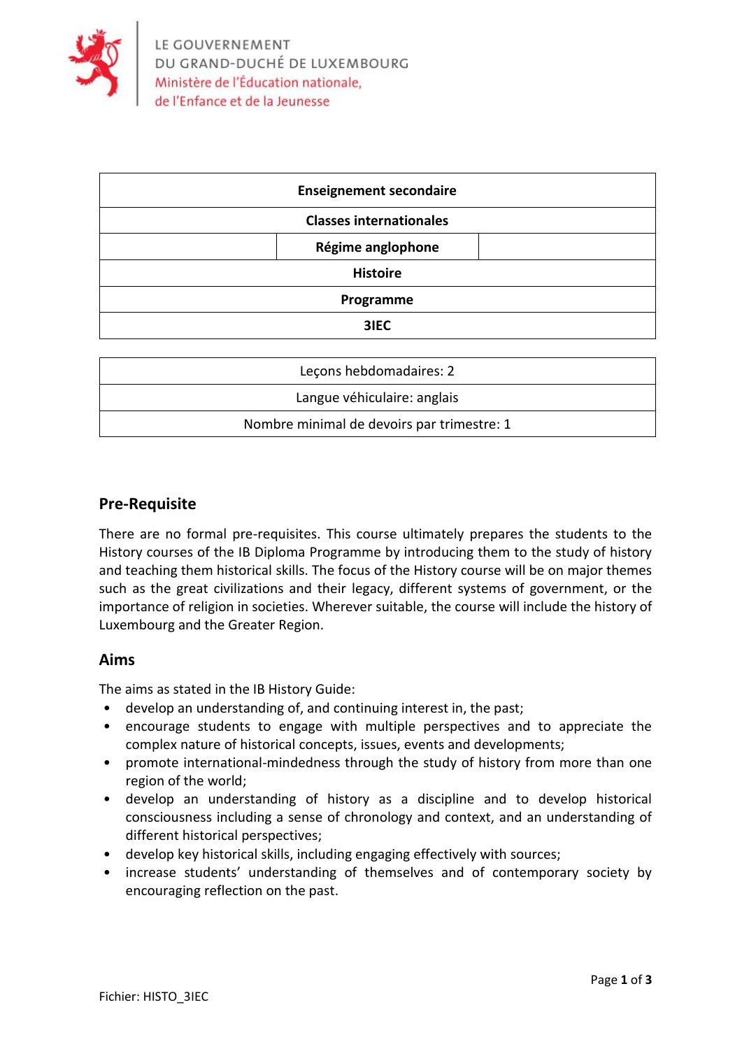LE GOUVERNEMENT
DU GRAND-DUCHÉ DE LUXEMBOURG
Ministère de l'Éducation nationale,
de l'Enfance et de la Jeunesse

| **Enseignement secondaire** |
|---|
| **Classes internationales** |
| **Régime anglophone** |
| **Histoire** |
| **Programme** |
| **3IEC** |

| Leçons hebdomadaires: 2 |
|---|
| Langue véhiculaire: anglais |
| Nombre minimal de devoirs par trimestre: 1 |

## Pre-Requisite

There are no formal pre-requisites. This course ultimately prepares the students to the History courses of the IB Diploma Programme by introducing them to the study of history and teaching them historical skills. The focus of the History course will be on major themes such as the great civilizations and their legacy, different systems of government, or the importance of religion in societies. Wherever suitable, the course will include the history of Luxembourg and the Greater Region.

## Aims

The aims as stated in the IB History Guide:

- develop an understanding of, and continuing interest in, the past;
- encourage students to engage with multiple perspectives and to appreciate the complex nature of historical concepts, issues, events and developments;
- promote international-mindedness through the study of history from more than one region of the world;
- develop an understanding of history as a discipline and to develop historical consciousness including a sense of chronology and context, and an understanding of different historical perspectives;
- develop key historical skills, including engaging effectively with sources;
- increase students' understanding of themselves and of contemporary society by encouraging reflection on the past.

Fichier: HISTO_3IEC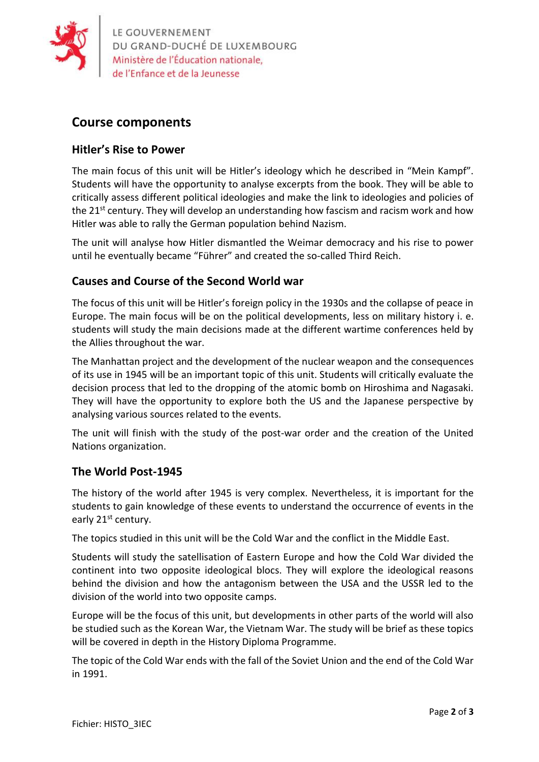## Course components

### Hitler's Rise to Power

The main focus of this unit will be Hitler's ideology which he described in "Mein Kampf". Students will have the opportunity to analyse excerpts from the book. They will be able to critically assess different political ideologies and make the link to ideologies and policies of the 21st century. They will develop an understanding how fascism and racism work and how Hitler was able to rally the German population behind Nazism.

The unit will analyse how Hitler dismantled the Weimar democracy and his rise to power until he eventually became "Führer" and created the so-called Third Reich.

### Causes and Course of the Second World war

The focus of this unit will be Hitler's foreign policy in the 1930s and the collapse of peace in Europe. The main focus will be on the political developments, less on military history i. e. students will study the main decisions made at the different wartime conferences held by the Allies throughout the war.

The Manhattan project and the development of the nuclear weapon and the consequences of its use in 1945 will be an important topic of this unit. Students will critically evaluate the decision process that led to the dropping of the atomic bomb on Hiroshima and Nagasaki. They will have the opportunity to explore both the US and the Japanese perspective by analysing various sources related to the events.

The unit will finish with the study of the post-war order and the creation of the United Nations organization.

### The World Post-1945

The history of the world after 1945 is very complex. Nevertheless, it is important for the students to gain knowledge of these events to understand the occurrence of events in the early 21st century.

The topics studied in this unit will be the Cold War and the conflict in the Middle East.

Students will study the satellisation of Eastern Europe and how the Cold War divided the continent into two opposite ideological blocs. They will explore the ideological reasons behind the division and how the antagonism between the USA and the USSR led to the division of the world into two opposite camps.

Europe will be the focus of this unit, but developments in other parts of the world will also be studied such as the Korean War, the Vietnam War. The study will be brief as these topics will be covered in depth in the History Diploma Programme.

The topic of the Cold War ends with the fall of the Soviet Union and the end of the Cold War in 1991.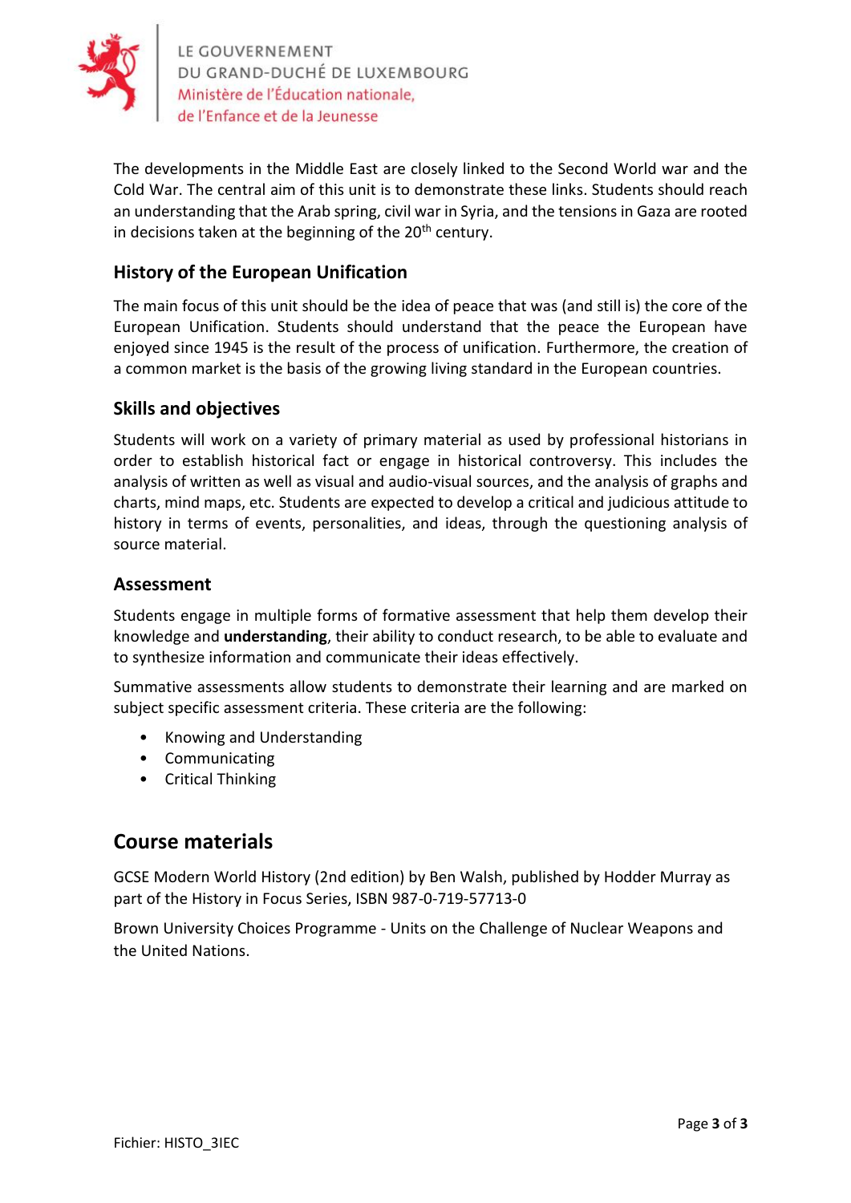The developments in the Middle East are closely linked to the Second World war and the Cold War. The central aim of this unit is to demonstrate these links. Students should reach an understanding that the Arab spring, civil war in Syria, and the tensions in Gaza are rooted in decisions taken at the beginning of the 20th century.

### History of the European Unification

The main focus of this unit should be the idea of peace that was (and still is) the core of the European Unification. Students should understand that the peace the European have enjoyed since 1945 is the result of the process of unification. Furthermore, the creation of a common market is the basis of the growing living standard in the European countries.

### Skills and objectives

Students will work on a variety of primary material as used by professional historians in order to establish historical fact or engage in historical controversy. This includes the analysis of written as well as visual and audio-visual sources, and the analysis of graphs and charts, mind maps, etc. Students are expected to develop a critical and judicious attitude to history in terms of events, personalities, and ideas, through the questioning analysis of source material.

### Assessment

Students engage in multiple forms of formative assessment that help them develop their knowledge and **understanding**, their ability to conduct research, to be able to evaluate and to synthesize information and communicate their ideas effectively.

Summative assessments allow students to demonstrate their learning and are marked on subject specific assessment criteria. These criteria are the following:

- Knowing and Understanding
- Communicating
- Critical Thinking

## Course materials

GCSE Modern World History (2nd edition) by Ben Walsh, published by Hodder Murray as part of the History in Focus Series, ISBN 987-0-719-57713-0

Brown University Choices Programme - Units on the Challenge of Nuclear Weapons and the United Nations.

Fichier: HISTO_3IEC